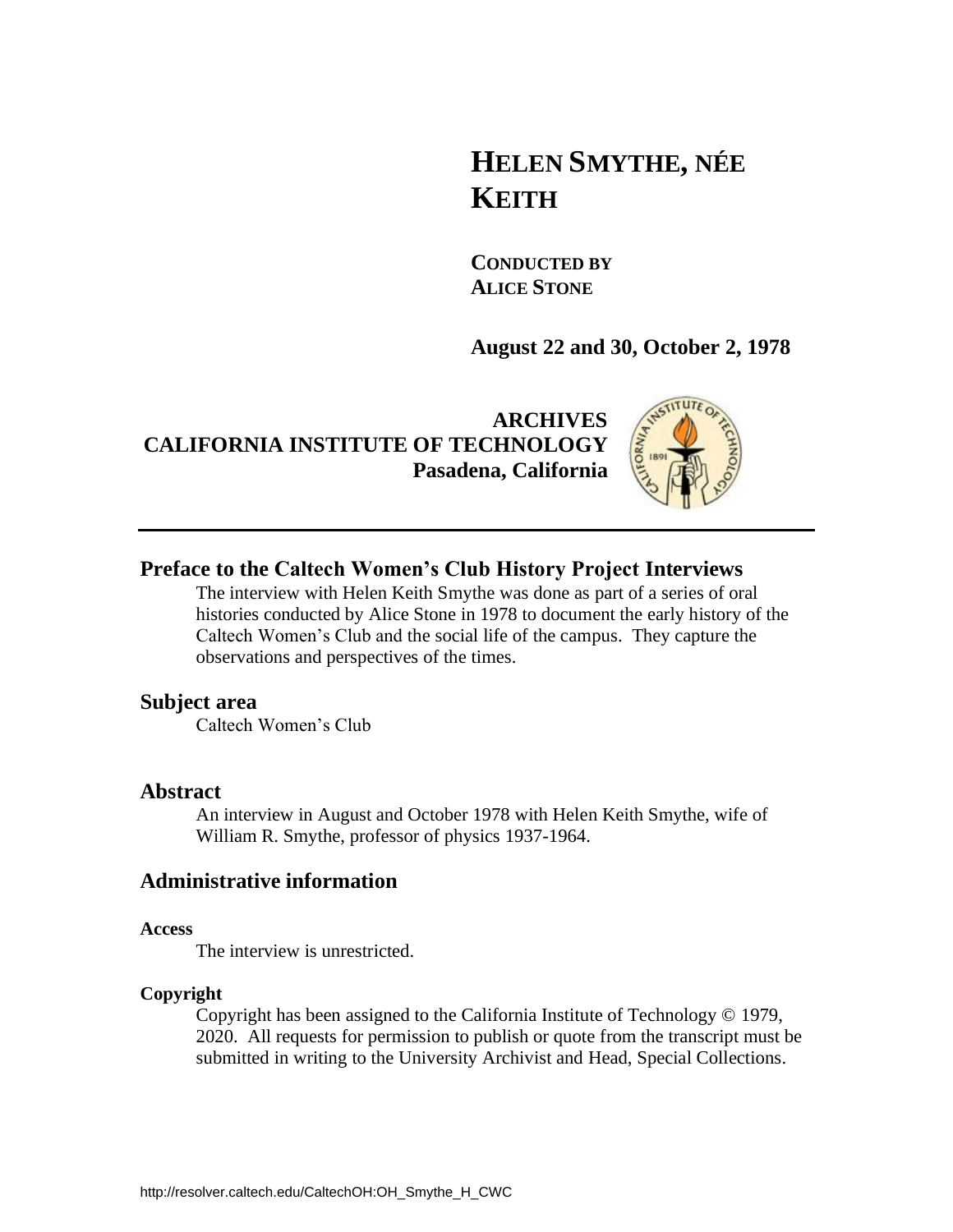# HELEN SMYTHE, NÉE KEITH

**CONDUCTED BY**
**ALICE STONE**

**August 22 and 30, October 2, 1978**

**ARCHIVES**
**CALIFORNIA INSTITUTE OF TECHNOLOGY**
**Pasadena, California**

---

## Preface to the Caltech Women's Club History Project Interviews

The interview with Helen Keith Smythe was done as part of a series of oral histories conducted by Alice Stone in 1978 to document the early history of the Caltech Women's Club and the social life of the campus. They capture the observations and perspectives of the times.

## Subject area

Caltech Women's Club

## Abstract

An interview in August and October 1978 with Helen Keith Smythe, wife of William R. Smythe, professor of physics 1937-1964.

## Administrative information

#### Access

The interview is unrestricted.

#### Copyright

Copyright has been assigned to the California Institute of Technology © 1979, 2020. All requests for permission to publish or quote from the transcript must be submitted in writing to the University Archivist and Head, Special Collections.

http://resolver.caltech.edu/CaltechOH:OH_Smythe_H_CWC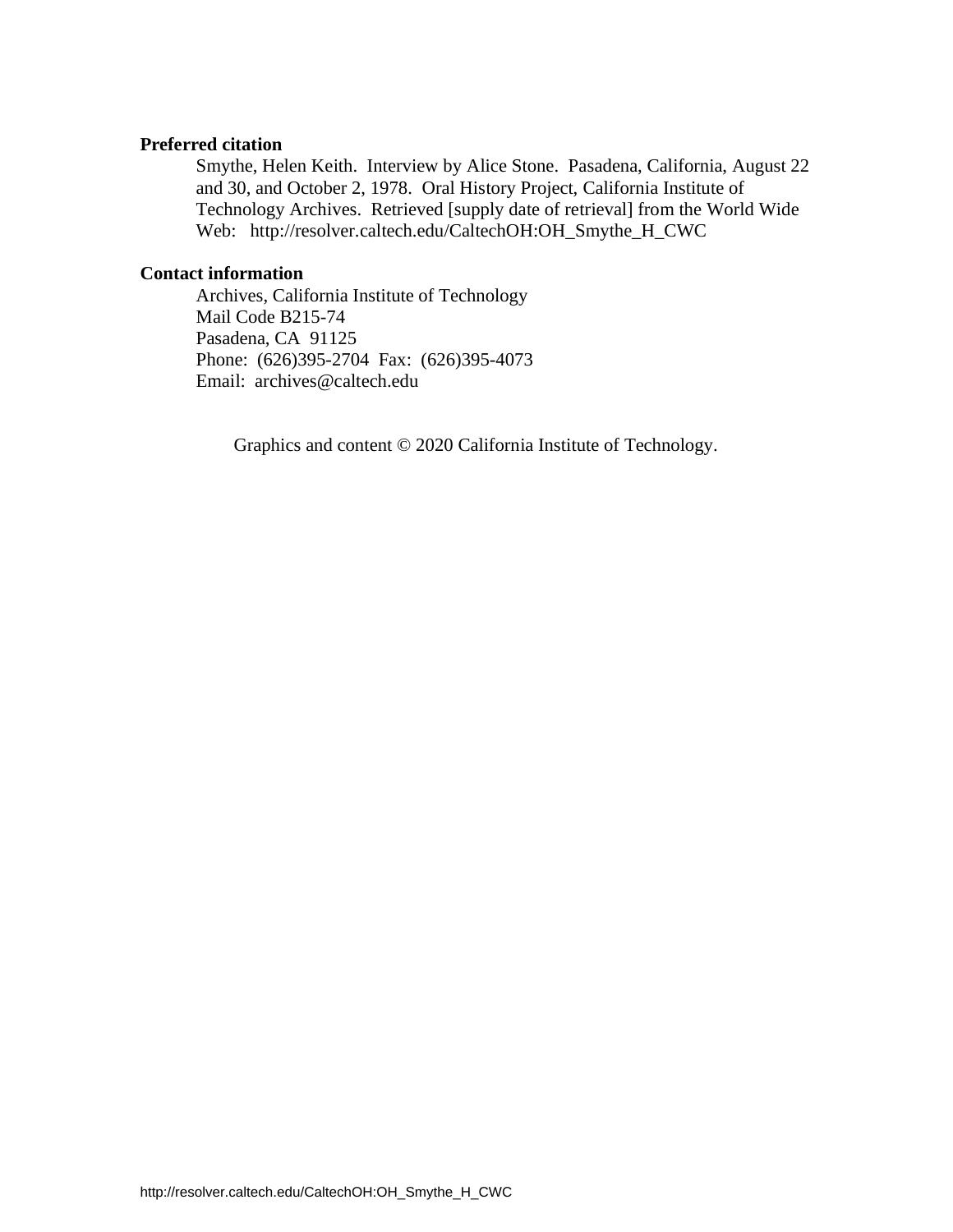**Preferred citation**

Smythe, Helen Keith. Interview by Alice Stone. Pasadena, California, August 22 and 30, and October 2, 1978. Oral History Project, California Institute of Technology Archives. Retrieved [supply date of retrieval] from the World Wide Web: http://resolver.caltech.edu/CaltechOH:OH_Smythe_H_CWC

**Contact information**

Archives, California Institute of Technology
Mail Code B215-74
Pasadena, CA 91125
Phone: (626)395-2704 Fax: (626)395-4073
Email: archives@caltech.edu

Graphics and content © 2020 California Institute of Technology.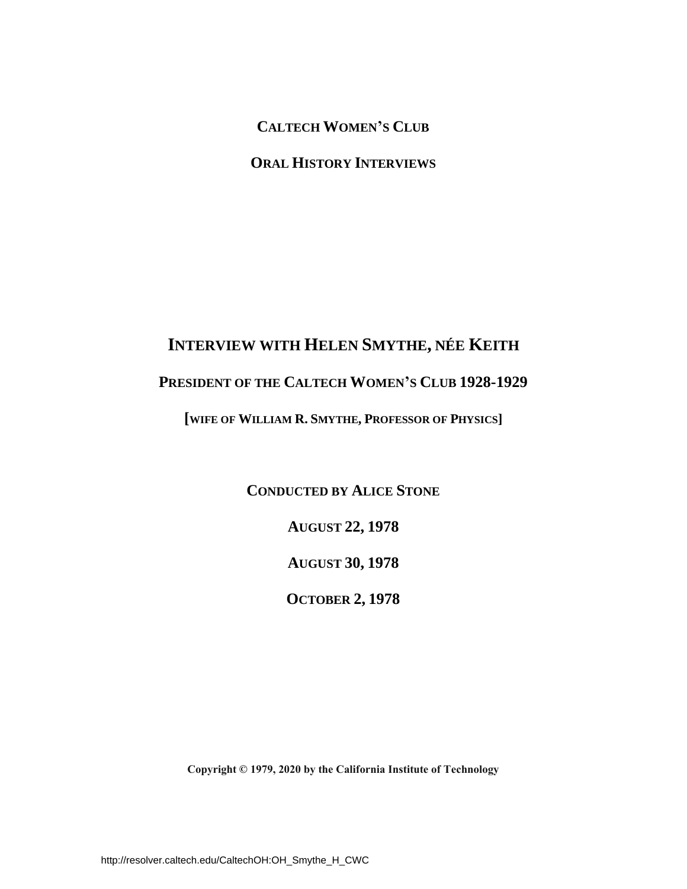**CALTECH WOMEN'S CLUB**

**ORAL HISTORY INTERVIEWS**

# INTERVIEW WITH HELEN SMYTHE, NÉE KEITH

## PRESIDENT OF THE CALTECH WOMEN'S CLUB 1928-1929

**[WIFE OF WILLIAM R. SMYTHE, PROFESSOR OF PHYSICS]**

**CONDUCTED BY ALICE STONE**

**AUGUST 22, 1978**

**AUGUST 30, 1978**

**OCTOBER 2, 1978**

**Copyright © 1979, 2020 by the California Institute of Technology**

http://resolver.caltech.edu/CaltechOH:OH_Smythe_H_CWC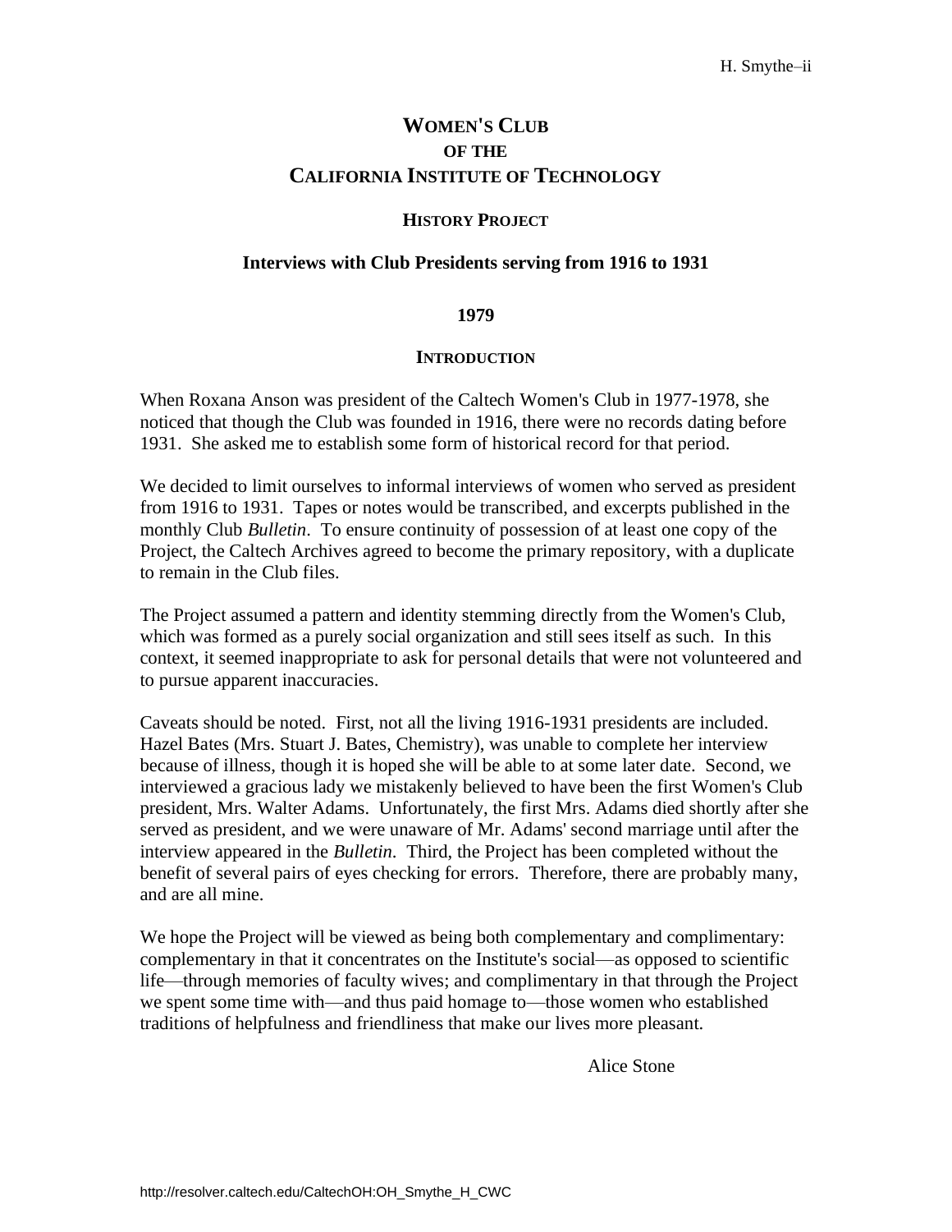# WOMEN'S CLUB OF THE CALIFORNIA INSTITUTE OF TECHNOLOGY

## HISTORY PROJECT

### Interviews with Club Presidents serving from 1916 to 1931

**1979**

#### INTRODUCTION

When Roxana Anson was president of the Caltech Women's Club in 1977-1978, she noticed that though the Club was founded in 1916, there were no records dating before 1931. She asked me to establish some form of historical record for that period.

We decided to limit ourselves to informal interviews of women who served as president from 1916 to 1931. Tapes or notes would be transcribed, and excerpts published in the monthly Club *Bulletin*. To ensure continuity of possession of at least one copy of the Project, the Caltech Archives agreed to become the primary repository, with a duplicate to remain in the Club files.

The Project assumed a pattern and identity stemming directly from the Women's Club, which was formed as a purely social organization and still sees itself as such. In this context, it seemed inappropriate to ask for personal details that were not volunteered and to pursue apparent inaccuracies.

Caveats should be noted. First, not all the living 1916-1931 presidents are included. Hazel Bates (Mrs. Stuart J. Bates, Chemistry), was unable to complete her interview because of illness, though it is hoped she will be able to at some later date. Second, we interviewed a gracious lady we mistakenly believed to have been the first Women's Club president, Mrs. Walter Adams. Unfortunately, the first Mrs. Adams died shortly after she served as president, and we were unaware of Mr. Adams' second marriage until after the interview appeared in the *Bulletin*. Third, the Project has been completed without the benefit of several pairs of eyes checking for errors. Therefore, there are probably many, and are all mine.

We hope the Project will be viewed as being both complementary and complimentary: complementary in that it concentrates on the Institute's social—as opposed to scientific life—through memories of faculty wives; and complimentary in that through the Project we spent some time with—and thus paid homage to—those women who established traditions of helpfulness and friendliness that make our lives more pleasant.

Alice Stone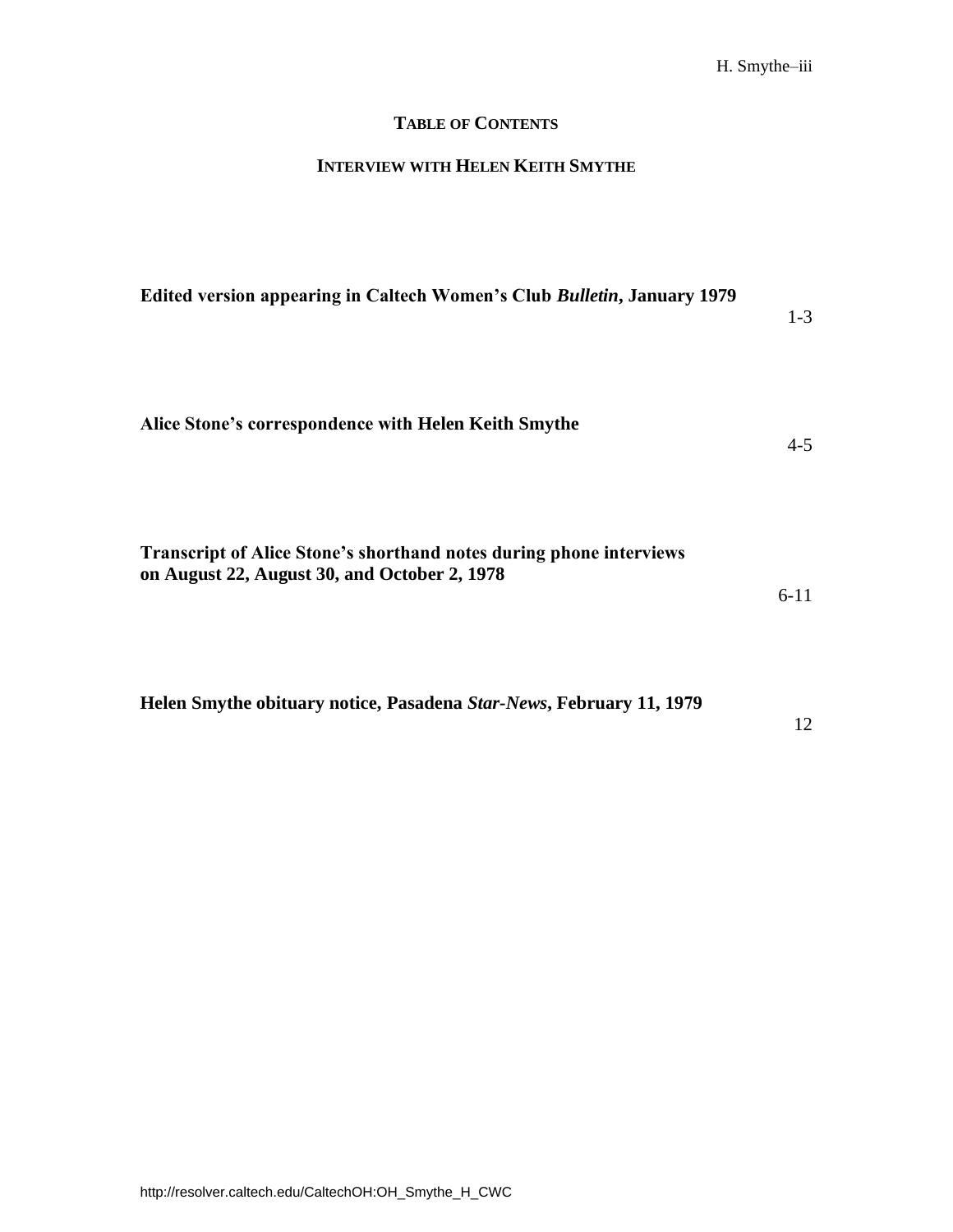# TABLE OF CONTENTS

## INTERVIEW WITH HELEN KEITH SMYTHE

| | |
|---|---|
| **Edited version appearing in Caltech Women's Club *Bulletin*, January 1979** | 1-3 |
| **Alice Stone's correspondence with Helen Keith Smythe** | 4-5 |
| **Transcript of Alice Stone's shorthand notes during phone interviews on August 22, August 30, and October 2, 1978** | 6-11 |
| **Helen Smythe obituary notice, Pasadena *Star-News*, February 11, 1979** | 12 |

http://resolver.caltech.edu/CaltechOH:OH_Smythe_H_CWC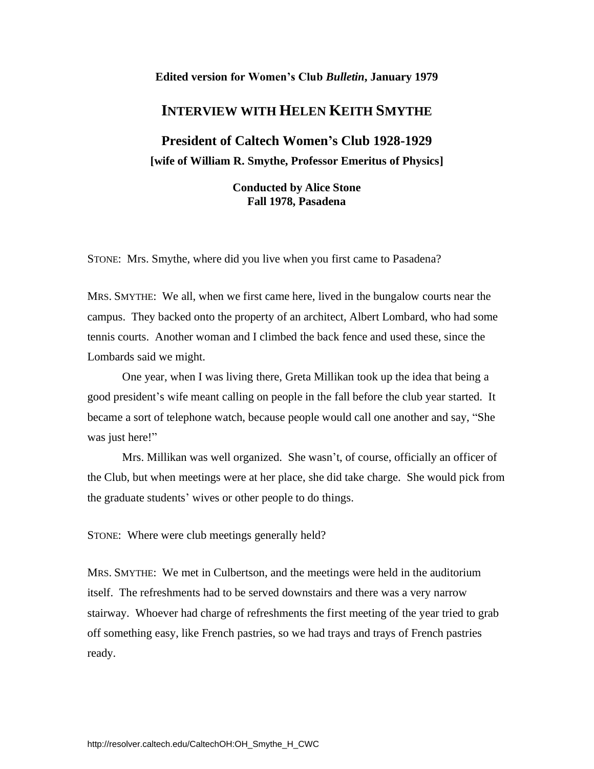**Edited version for Women's Club *Bulletin*, January 1979**

# INTERVIEW WITH HELEN KEITH SMYTHE

## President of Caltech Women's Club 1928-1929

**[wife of William R. Smythe, Professor Emeritus of Physics]**

**Conducted by Alice Stone**
**Fall 1978, Pasadena**

STONE: Mrs. Smythe, where did you live when you first came to Pasadena?

MRS. SMYTHE: We all, when we first came here, lived in the bungalow courts near the campus. They backed onto the property of an architect, Albert Lombard, who had some tennis courts. Another woman and I climbed the back fence and used these, since the Lombards said we might.

One year, when I was living there, Greta Millikan took up the idea that being a good president's wife meant calling on people in the fall before the club year started. It became a sort of telephone watch, because people would call one another and say, "She was just here!"

Mrs. Millikan was well organized. She wasn't, of course, officially an officer of the Club, but when meetings were at her place, she did take charge. She would pick from the graduate students' wives or other people to do things.

STONE: Where were club meetings generally held?

MRS. SMYTHE: We met in Culbertson, and the meetings were held in the auditorium itself. The refreshments had to be served downstairs and there was a very narrow stairway. Whoever had charge of refreshments the first meeting of the year tried to grab off something easy, like French pastries, so we had trays and trays of French pastries ready.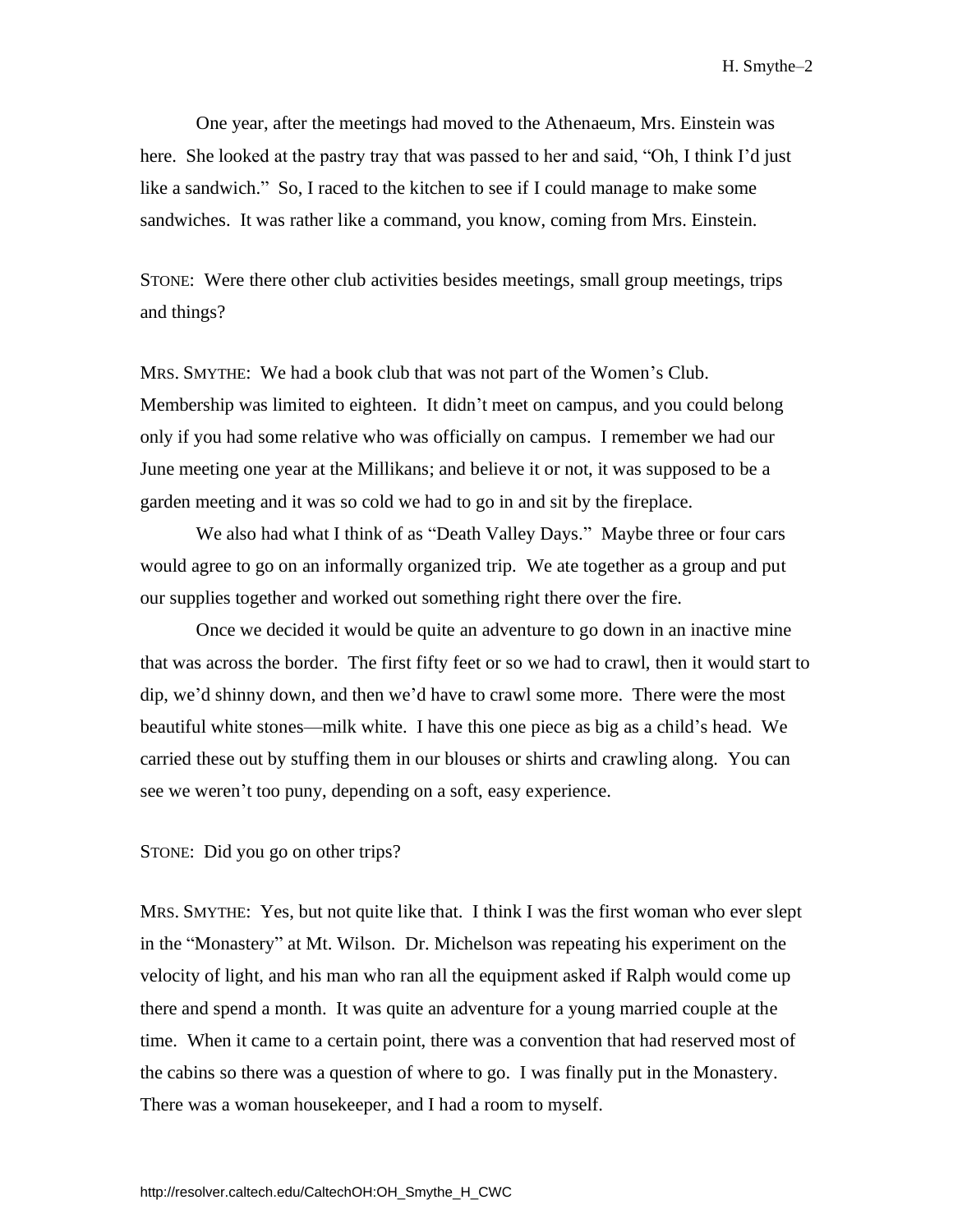One year, after the meetings had moved to the Athenaeum, Mrs. Einstein was here. She looked at the pastry tray that was passed to her and said, "Oh, I think I'd just like a sandwich." So, I raced to the kitchen to see if I could manage to make some sandwiches. It was rather like a command, you know, coming from Mrs. Einstein.

STONE: Were there other club activities besides meetings, small group meetings, trips and things?

MRS. SMYTHE: We had a book club that was not part of the Women's Club. Membership was limited to eighteen. It didn't meet on campus, and you could belong only if you had some relative who was officially on campus. I remember we had our June meeting one year at the Millikans; and believe it or not, it was supposed to be a garden meeting and it was so cold we had to go in and sit by the fireplace.

We also had what I think of as "Death Valley Days." Maybe three or four cars would agree to go on an informally organized trip. We ate together as a group and put our supplies together and worked out something right there over the fire.

Once we decided it would be quite an adventure to go down in an inactive mine that was across the border. The first fifty feet or so we had to crawl, then it would start to dip, we'd shinny down, and then we'd have to crawl some more. There were the most beautiful white stones—milk white. I have this one piece as big as a child's head. We carried these out by stuffing them in our blouses or shirts and crawling along. You can see we weren't too puny, depending on a soft, easy experience.

STONE: Did you go on other trips?

MRS. SMYTHE: Yes, but not quite like that. I think I was the first woman who ever slept in the "Monastery" at Mt. Wilson. Dr. Michelson was repeating his experiment on the velocity of light, and his man who ran all the equipment asked if Ralph would come up there and spend a month. It was quite an adventure for a young married couple at the time. When it came to a certain point, there was a convention that had reserved most of the cabins so there was a question of where to go. I was finally put in the Monastery. There was a woman housekeeper, and I had a room to myself.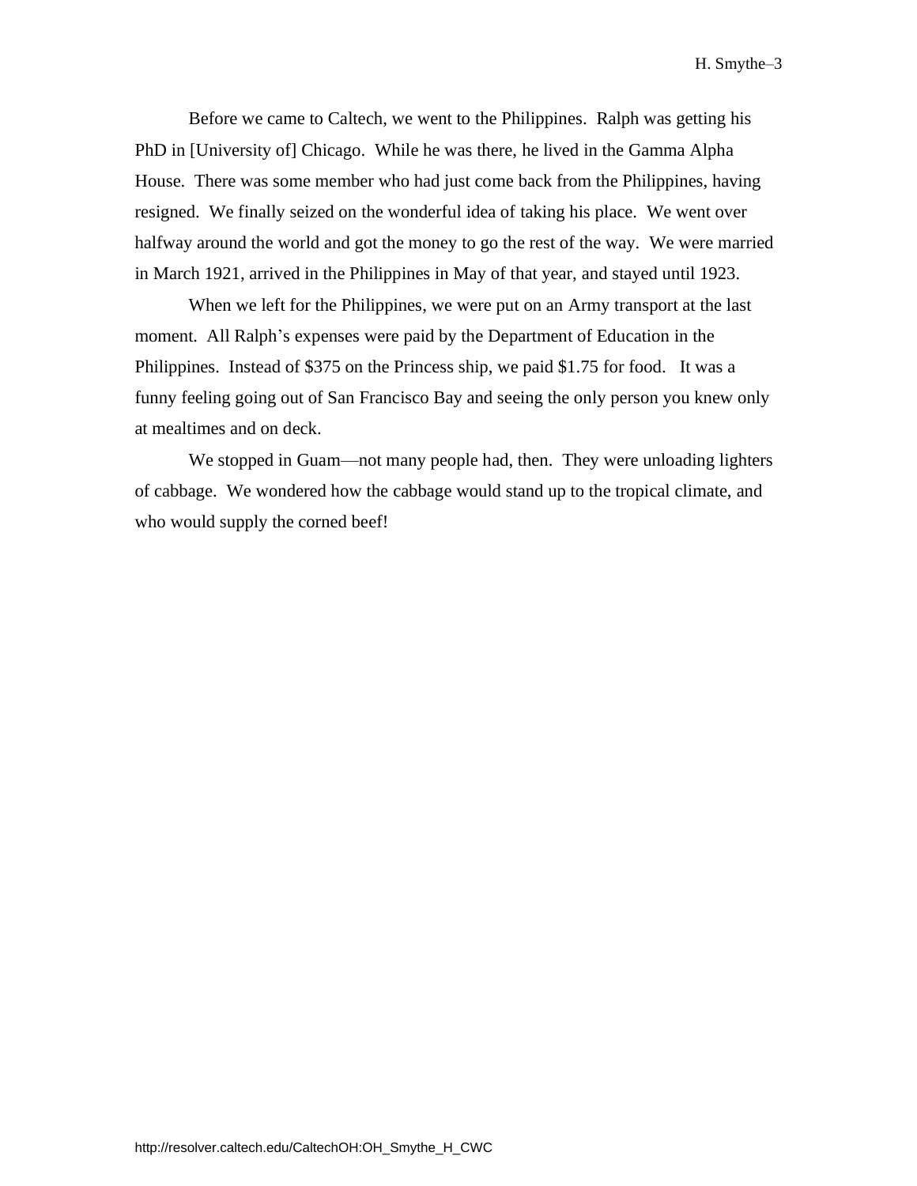Before we came to Caltech, we went to the Philippines. Ralph was getting his PhD in [University of] Chicago. While he was there, he lived in the Gamma Alpha House. There was some member who had just come back from the Philippines, having resigned. We finally seized on the wonderful idea of taking his place. We went over halfway around the world and got the money to go the rest of the way. We were married in March 1921, arrived in the Philippines in May of that year, and stayed until 1923.

When we left for the Philippines, we were put on an Army transport at the last moment. All Ralph's expenses were paid by the Department of Education in the Philippines. Instead of $375 on the Princess ship, we paid $1.75 for food. It was a funny feeling going out of San Francisco Bay and seeing the only person you knew only at mealtimes and on deck.

We stopped in Guam—not many people had, then. They were unloading lighters of cabbage. We wondered how the cabbage would stand up to the tropical climate, and who would supply the corned beef!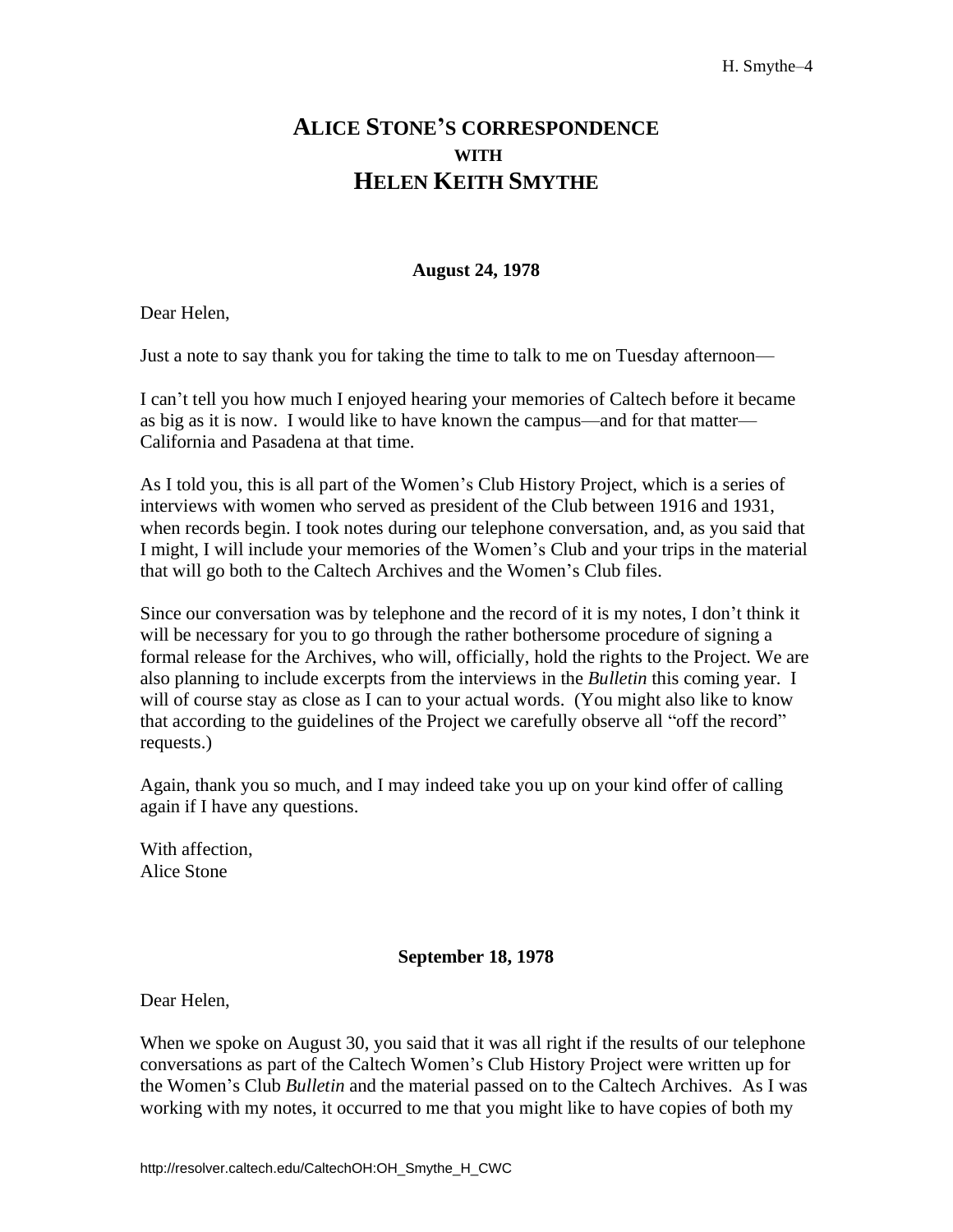# ALICE STONE'S CORRESPONDENCE WITH HELEN KEITH SMYTHE

**August 24, 1978**

Dear Helen,

Just a note to say thank you for taking the time to talk to me on Tuesday afternoon—

I can't tell you how much I enjoyed hearing your memories of Caltech before it became as big as it is now. I would like to have known the campus—and for that matter—California and Pasadena at that time.

As I told you, this is all part of the Women's Club History Project, which is a series of interviews with women who served as president of the Club between 1916 and 1931, when records begin. I took notes during our telephone conversation, and, as you said that I might, I will include your memories of the Women's Club and your trips in the material that will go both to the Caltech Archives and the Women's Club files.

Since our conversation was by telephone and the record of it is my notes, I don't think it will be necessary for you to go through the rather bothersome procedure of signing a formal release for the Archives, who will, officially, hold the rights to the Project. We are also planning to include excerpts from the interviews in the *Bulletin* this coming year. I will of course stay as close as I can to your actual words. (You might also like to know that according to the guidelines of the Project we carefully observe all "off the record" requests.)

Again, thank you so much, and I may indeed take you up on your kind offer of calling again if I have any questions.

With affection,
Alice Stone

**September 18, 1978**

Dear Helen,

When we spoke on August 30, you said that it was all right if the results of our telephone conversations as part of the Caltech Women's Club History Project were written up for the Women's Club *Bulletin* and the material passed on to the Caltech Archives. As I was working with my notes, it occurred to me that you might like to have copies of both my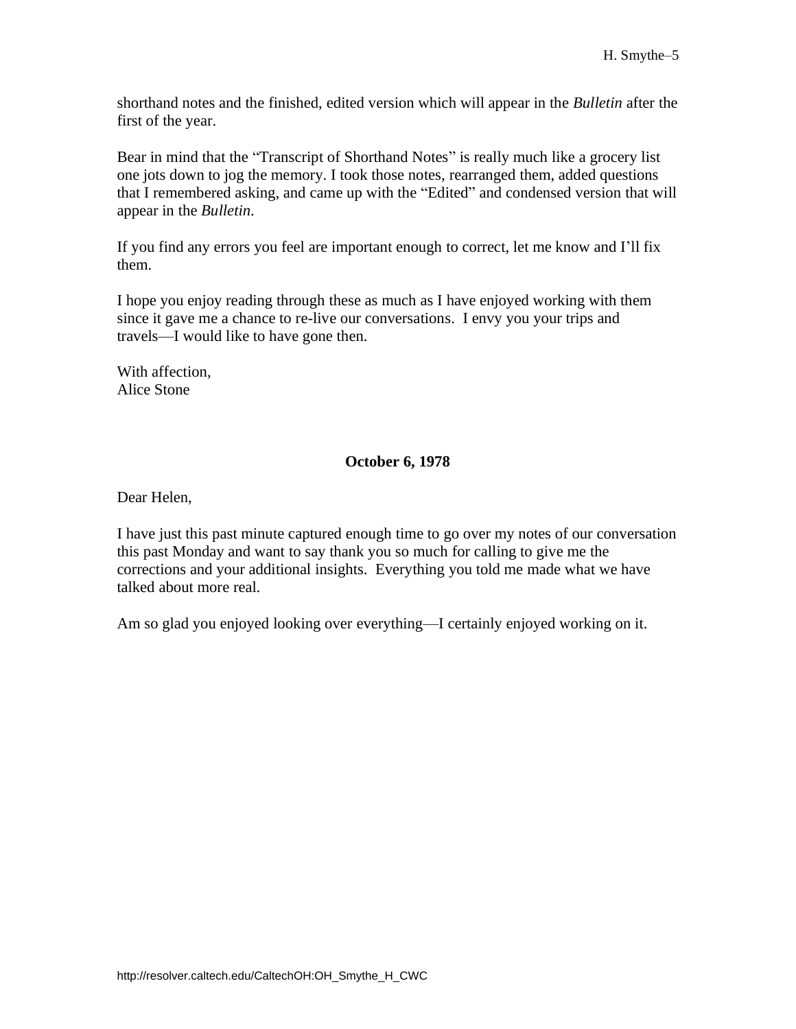shorthand notes and the finished, edited version which will appear in the *Bulletin* after the first of the year.

Bear in mind that the "Transcript of Shorthand Notes" is really much like a grocery list one jots down to jog the memory. I took those notes, rearranged them, added questions that I remembered asking, and came up with the "Edited" and condensed version that will appear in the *Bulletin*.

If you find any errors you feel are important enough to correct, let me know and I'll fix them.

I hope you enjoy reading through these as much as I have enjoyed working with them since it gave me a chance to re-live our conversations. I envy you your trips and travels—I would like to have gone then.

With affection,
Alice Stone

**October 6, 1978**

Dear Helen,

I have just this past minute captured enough time to go over my notes of our conversation this past Monday and want to say thank you so much for calling to give me the corrections and your additional insights. Everything you told me made what we have talked about more real.

Am so glad you enjoyed looking over everything—I certainly enjoyed working on it.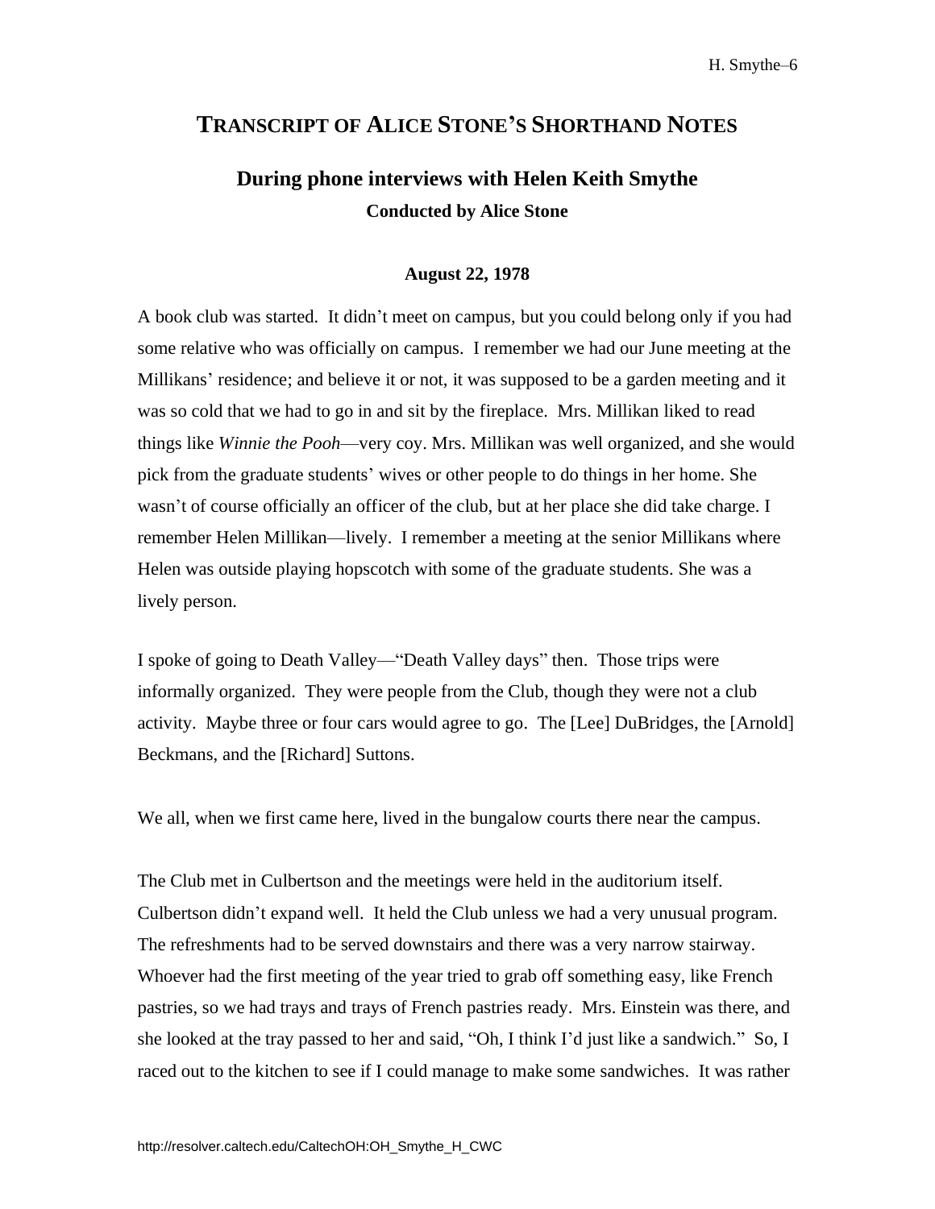# TRANSCRIPT OF ALICE STONE'S SHORTHAND NOTES

## During phone interviews with Helen Keith Smythe

### Conducted by Alice Stone

#### August 22, 1978

A book club was started. It didn't meet on campus, but you could belong only if you had some relative who was officially on campus. I remember we had our June meeting at the Millikans' residence; and believe it or not, it was supposed to be a garden meeting and it was so cold that we had to go in and sit by the fireplace. Mrs. Millikan liked to read things like *Winnie the Pooh*—very coy. Mrs. Millikan was well organized, and she would pick from the graduate students' wives or other people to do things in her home. She wasn't of course officially an officer of the club, but at her place she did take charge. I remember Helen Millikan—lively. I remember a meeting at the senior Millikans where Helen was outside playing hopscotch with some of the graduate students. She was a lively person.

I spoke of going to Death Valley—"Death Valley days" then. Those trips were informally organized. They were people from the Club, though they were not a club activity. Maybe three or four cars would agree to go. The [Lee] DuBridges, the [Arnold] Beckmans, and the [Richard] Suttons.

We all, when we first came here, lived in the bungalow courts there near the campus.

The Club met in Culbertson and the meetings were held in the auditorium itself. Culbertson didn't expand well. It held the Club unless we had a very unusual program. The refreshments had to be served downstairs and there was a very narrow stairway. Whoever had the first meeting of the year tried to grab off something easy, like French pastries, so we had trays and trays of French pastries ready. Mrs. Einstein was there, and she looked at the tray passed to her and said, "Oh, I think I'd just like a sandwich." So, I raced out to the kitchen to see if I could manage to make some sandwiches. It was rather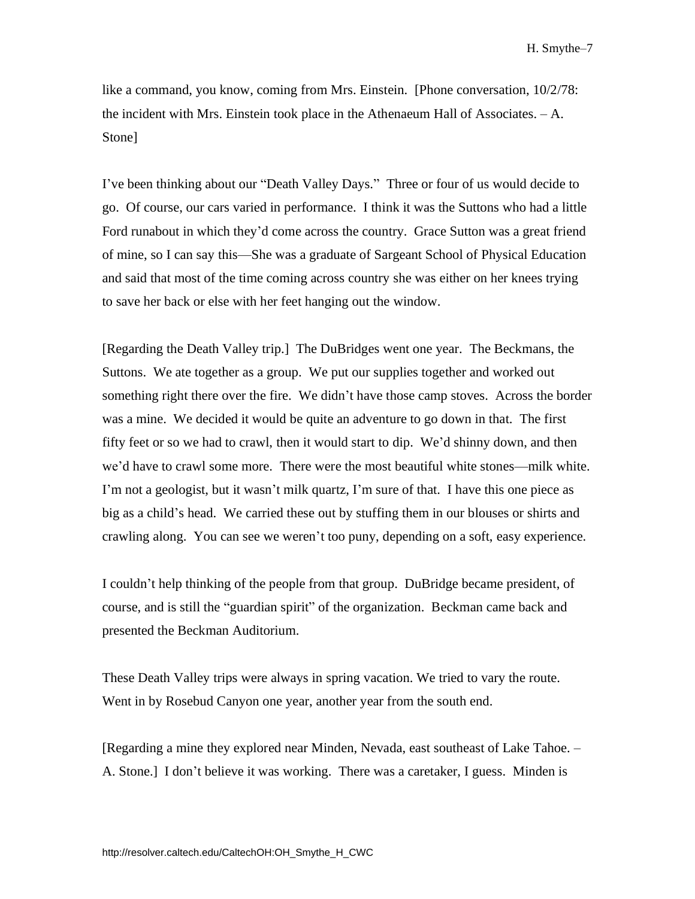like a command, you know, coming from Mrs. Einstein. [Phone conversation, 10/2/78: the incident with Mrs. Einstein took place in the Athenaeum Hall of Associates. – A. Stone]

I've been thinking about our "Death Valley Days." Three or four of us would decide to go. Of course, our cars varied in performance. I think it was the Suttons who had a little Ford runabout in which they'd come across the country. Grace Sutton was a great friend of mine, so I can say this—She was a graduate of Sargeant School of Physical Education and said that most of the time coming across country she was either on her knees trying to save her back or else with her feet hanging out the window.

[Regarding the Death Valley trip.] The DuBridges went one year. The Beckmans, the Suttons. We ate together as a group. We put our supplies together and worked out something right there over the fire. We didn't have those camp stoves. Across the border was a mine. We decided it would be quite an adventure to go down in that. The first fifty feet or so we had to crawl, then it would start to dip. We'd shinny down, and then we'd have to crawl some more. There were the most beautiful white stones—milk white. I'm not a geologist, but it wasn't milk quartz, I'm sure of that. I have this one piece as big as a child's head. We carried these out by stuffing them in our blouses or shirts and crawling along. You can see we weren't too puny, depending on a soft, easy experience.

I couldn't help thinking of the people from that group. DuBridge became president, of course, and is still the "guardian spirit" of the organization. Beckman came back and presented the Beckman Auditorium.

These Death Valley trips were always in spring vacation. We tried to vary the route. Went in by Rosebud Canyon one year, another year from the south end.

[Regarding a mine they explored near Minden, Nevada, east southeast of Lake Tahoe. – A. Stone.] I don't believe it was working. There was a caretaker, I guess. Minden is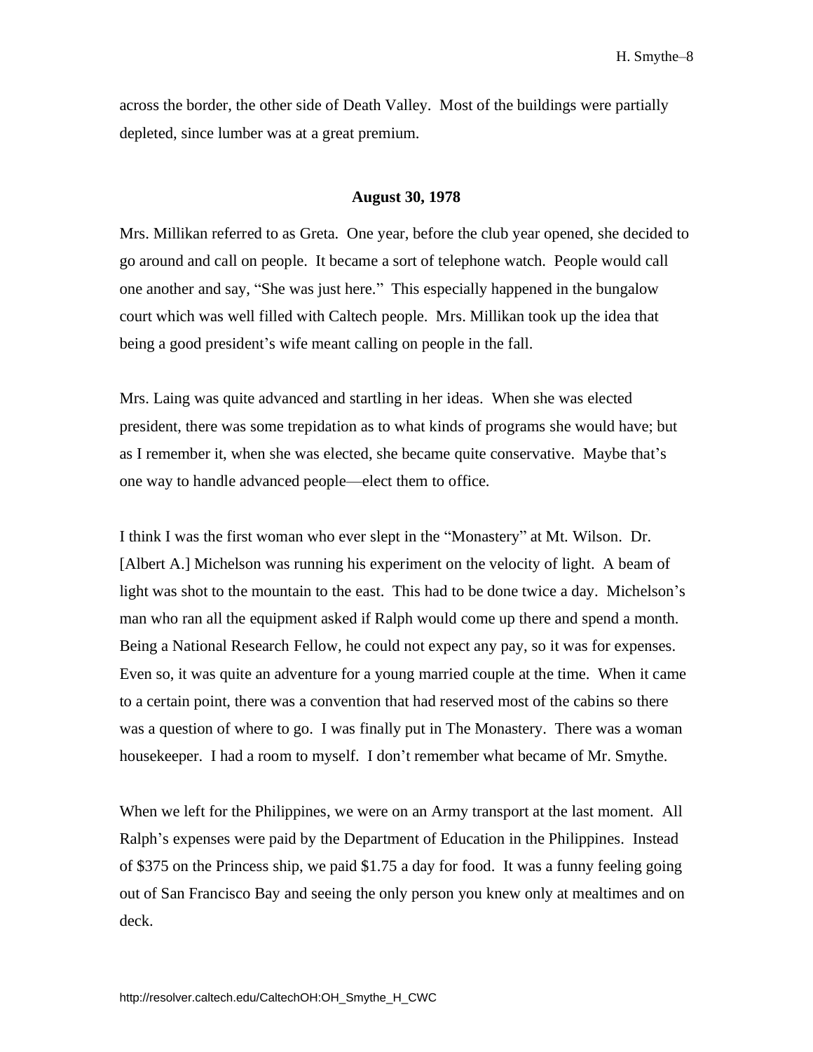across the border, the other side of Death Valley. Most of the buildings were partially depleted, since lumber was at a great premium.

**August 30, 1978**

Mrs. Millikan referred to as Greta. One year, before the club year opened, she decided to go around and call on people. It became a sort of telephone watch. People would call one another and say, "She was just here." This especially happened in the bungalow court which was well filled with Caltech people. Mrs. Millikan took up the idea that being a good president's wife meant calling on people in the fall.

Mrs. Laing was quite advanced and startling in her ideas. When she was elected president, there was some trepidation as to what kinds of programs she would have; but as I remember it, when she was elected, she became quite conservative. Maybe that's one way to handle advanced people—elect them to office.

I think I was the first woman who ever slept in the "Monastery" at Mt. Wilson. Dr. [Albert A.] Michelson was running his experiment on the velocity of light. A beam of light was shot to the mountain to the east. This had to be done twice a day. Michelson's man who ran all the equipment asked if Ralph would come up there and spend a month. Being a National Research Fellow, he could not expect any pay, so it was for expenses. Even so, it was quite an adventure for a young married couple at the time. When it came to a certain point, there was a convention that had reserved most of the cabins so there was a question of where to go. I was finally put in The Monastery. There was a woman housekeeper. I had a room to myself. I don't remember what became of Mr. Smythe.

When we left for the Philippines, we were on an Army transport at the last moment. All Ralph's expenses were paid by the Department of Education in the Philippines. Instead of $375 on the Princess ship, we paid $1.75 a day for food. It was a funny feeling going out of San Francisco Bay and seeing the only person you knew only at mealtimes and on deck.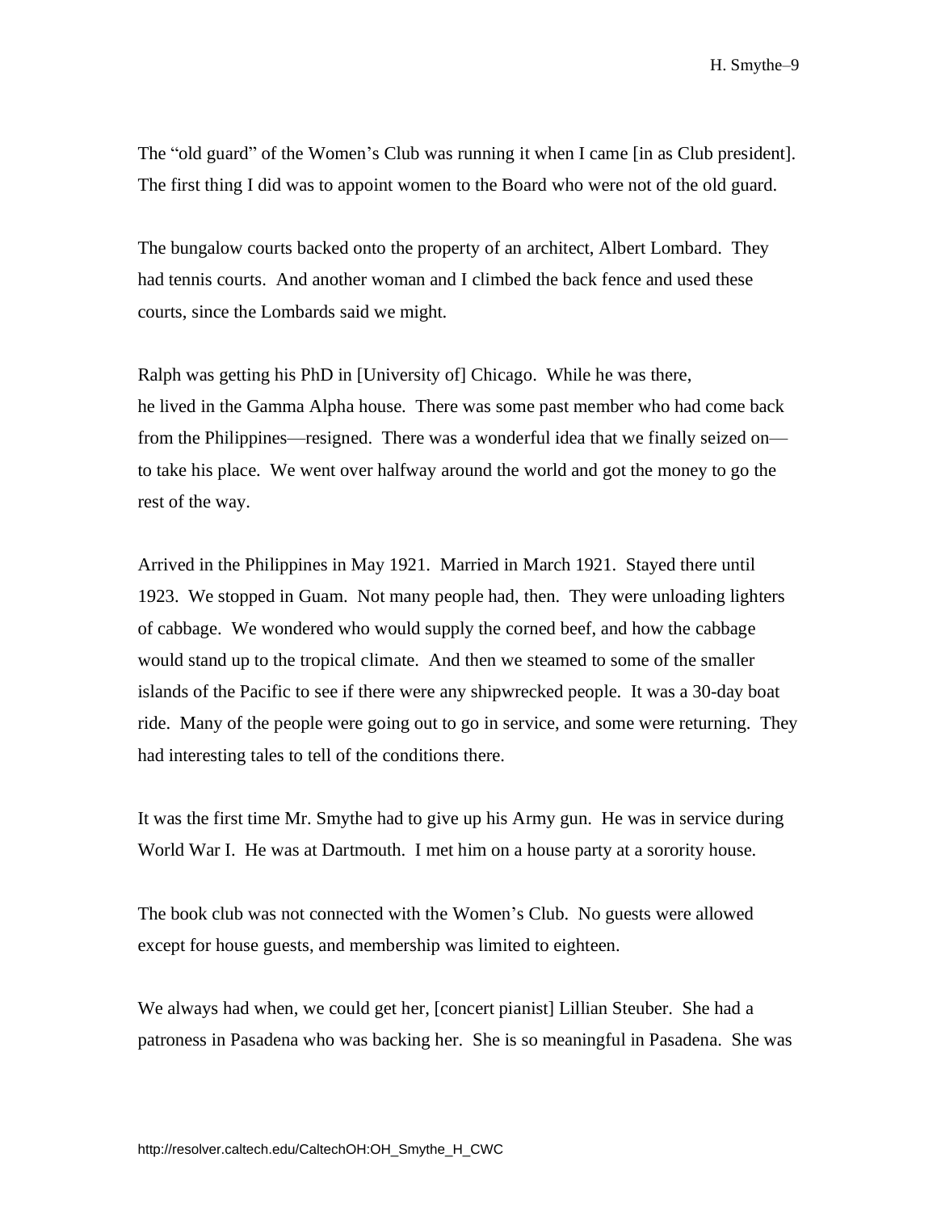The "old guard" of the Women's Club was running it when I came [in as Club president]. The first thing I did was to appoint women to the Board who were not of the old guard.

The bungalow courts backed onto the property of an architect, Albert Lombard. They had tennis courts. And another woman and I climbed the back fence and used these courts, since the Lombards said we might.

Ralph was getting his PhD in [University of] Chicago. While he was there, he lived in the Gamma Alpha house. There was some past member who had come back from the Philippines—resigned. There was a wonderful idea that we finally seized on—to take his place. We went over halfway around the world and got the money to go the rest of the way.

Arrived in the Philippines in May 1921. Married in March 1921. Stayed there until 1923. We stopped in Guam. Not many people had, then. They were unloading lighters of cabbage. We wondered who would supply the corned beef, and how the cabbage would stand up to the tropical climate. And then we steamed to some of the smaller islands of the Pacific to see if there were any shipwrecked people. It was a 30-day boat ride. Many of the people were going out to go in service, and some were returning. They had interesting tales to tell of the conditions there.

It was the first time Mr. Smythe had to give up his Army gun. He was in service during World War I. He was at Dartmouth. I met him on a house party at a sorority house.

The book club was not connected with the Women's Club. No guests were allowed except for house guests, and membership was limited to eighteen.

We always had when, we could get her, [concert pianist] Lillian Steuber. She had a patroness in Pasadena who was backing her. She is so meaningful in Pasadena. She was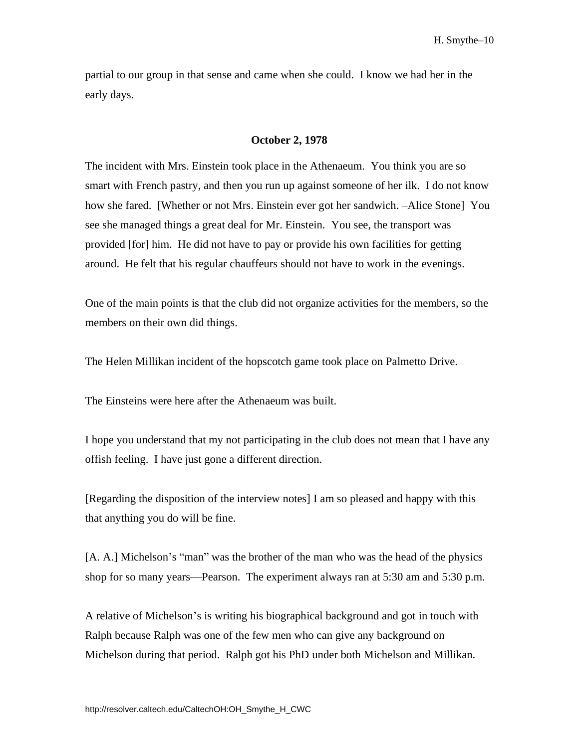partial to our group in that sense and came when she could. I know we had her in the early days.

**October 2, 1978**

The incident with Mrs. Einstein took place in the Athenaeum. You think you are so smart with French pastry, and then you run up against someone of her ilk. I do not know how she fared. [Whether or not Mrs. Einstein ever got her sandwich. –Alice Stone] You see she managed things a great deal for Mr. Einstein. You see, the transport was provided [for] him. He did not have to pay or provide his own facilities for getting around. He felt that his regular chauffeurs should not have to work in the evenings.

One of the main points is that the club did not organize activities for the members, so the members on their own did things.

The Helen Millikan incident of the hopscotch game took place on Palmetto Drive.

The Einsteins were here after the Athenaeum was built.

I hope you understand that my not participating in the club does not mean that I have any offish feeling. I have just gone a different direction.

[Regarding the disposition of the interview notes] I am so pleased and happy with this that anything you do will be fine.

[A. A.] Michelson's "man" was the brother of the man who was the head of the physics shop for so many years—Pearson. The experiment always ran at 5:30 am and 5:30 p.m.

A relative of Michelson's is writing his biographical background and got in touch with Ralph because Ralph was one of the few men who can give any background on Michelson during that period. Ralph got his PhD under both Michelson and Millikan.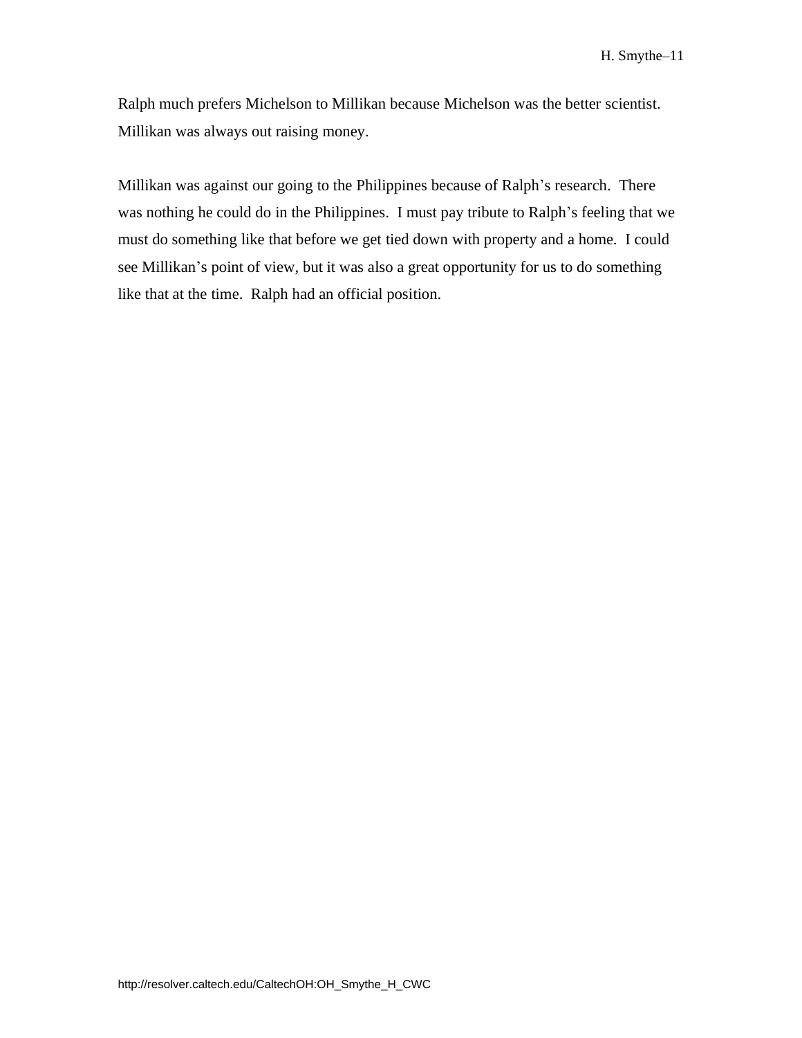Ralph much prefers Michelson to Millikan because Michelson was the better scientist. Millikan was always out raising money.

Millikan was against our going to the Philippines because of Ralph's research. There was nothing he could do in the Philippines. I must pay tribute to Ralph's feeling that we must do something like that before we get tied down with property and a home. I could see Millikan's point of view, but it was also a great opportunity for us to do something like that at the time. Ralph had an official position.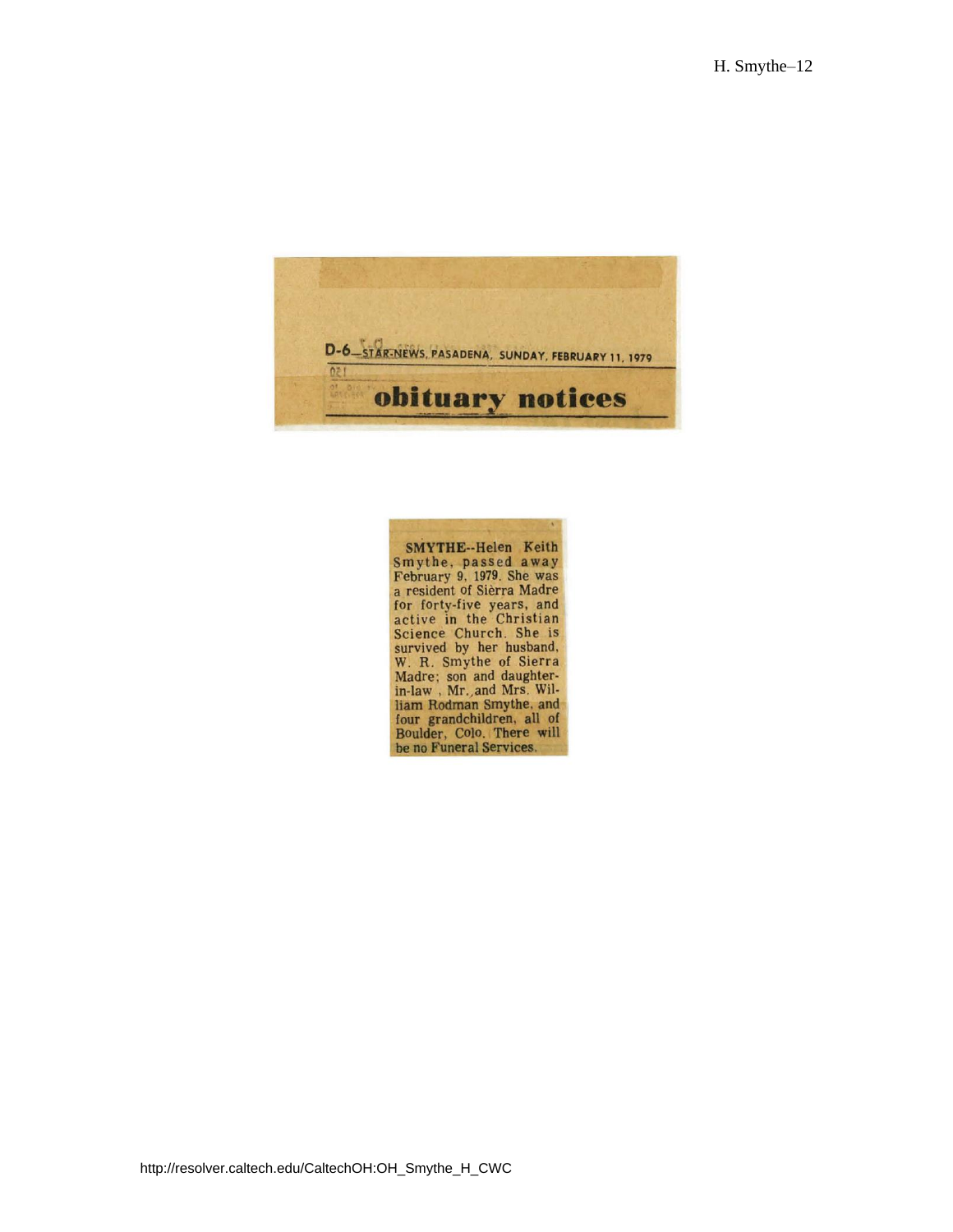D-6—STAR-NEWS, PASADENA, SUNDAY, FEBRUARY 11, 1979

# obituary notices

**SMYTHE**--Helen Keith Smythe, passed away February 9, 1979. She was a resident of Sièrra Madre for forty-five years, and active in the Christian Science Church. She is survived by her husband, W. R. Smythe of Sierra Madre; son and daughter-in-law, Mr. and Mrs. William Rodman Smythe, and four grandchildren, all of Boulder, Colo. There will be no Funeral Services.